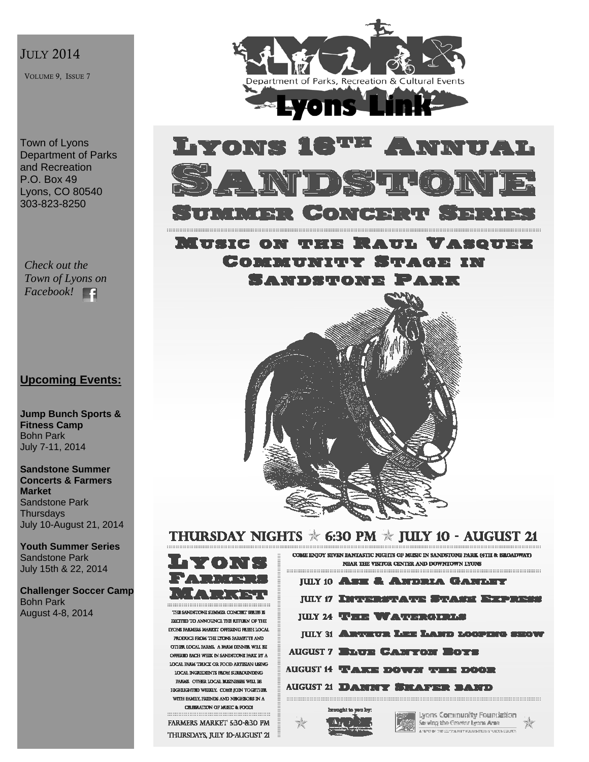JULY 2014

VOLUME 9, ISSUE 7

Town of Lyons
Department of Parks and Recreation
P.O. Box 49
Lyons, CO 80540
303-823-8250

*Check out the Town of Lyons on Facebook!*

## Upcoming Events:

**Jump Bunch Sports & Fitness Camp**
Bohn Park
July 7-11, 2014

**Sandstone Summer Concerts & Farmers Market**
Sandstone Park
Thursdays
July 10-August 21, 2014

**Youth Summer Series**
Sandstone Park
July 15th & 22, 2014

**Challenger Soccer Camp**
Bohn Park
August 4-8, 2014

Department of Parks, Recreation & Cultural Events

# Lyons Link

# Lyons 18th Annual Sandstone Summer Concert Series

## Music on the Raul Vasquez Community Stage in Sandstone Park

## THURSDAY NIGHTS ☆ 6:30 PM ☆ JULY 10 - AUGUST 21

COME ENJOY SEVEN FANTASTIC NIGHTS OF MUSIC IN SANDSTONE PARK (4TH & BROADWAY) NEAR THE VISITOR CENTER AND DOWNTOWN LYONS

- JULY 10 Ash & Andria Ganley
- JULY 17 Interstate Stash Express
- JULY 24 The Watergirls
- JULY 31 Arthur Lee Land looping show
- AUGUST 7 Blue Canyon Boys
- AUGUST 14 Take down the door
- AUGUST 21 Danny Shafer band

## Lyons Farmers Market

THE SANDSTONE SUMMER CONCERT SERIES IS EXCITED TO ANNOUNCE THE RETURN OF THE LYONS FARMERS MARKET OFFERING FRESH LOCAL PRODUCE FROM THE LYONS FARMETTE AND OTHER LOCAL FARMS. A FARM DINNER WILL BE OFFERED EACH WEEK IN SANDSTONE PARK BY A LOCAL FARM TRUCK OR FOOD ARTISAN USING LOCAL INGREDIENTS FROM SURROUNDING FARMS. OTHER LOCAL BUSINESSES WILL BE HIGHLIGHTED WEEKLY. COME JOIN TOGETHER WITH FAMILY, FRIENDS AND NEIGHBORS IN A CELEBRATION OF MUSIC & FOOD!

FARMERS MARKET 5:30-8:30 PM
THURSDAYS, JULY 10-AUGUST 21

brought to you by:

Lyons Community Foundation
Serving the Greater Lyons Area
A FUND OF THE COMMUNITY FOUNDATION SERVING BOULDER COUNTY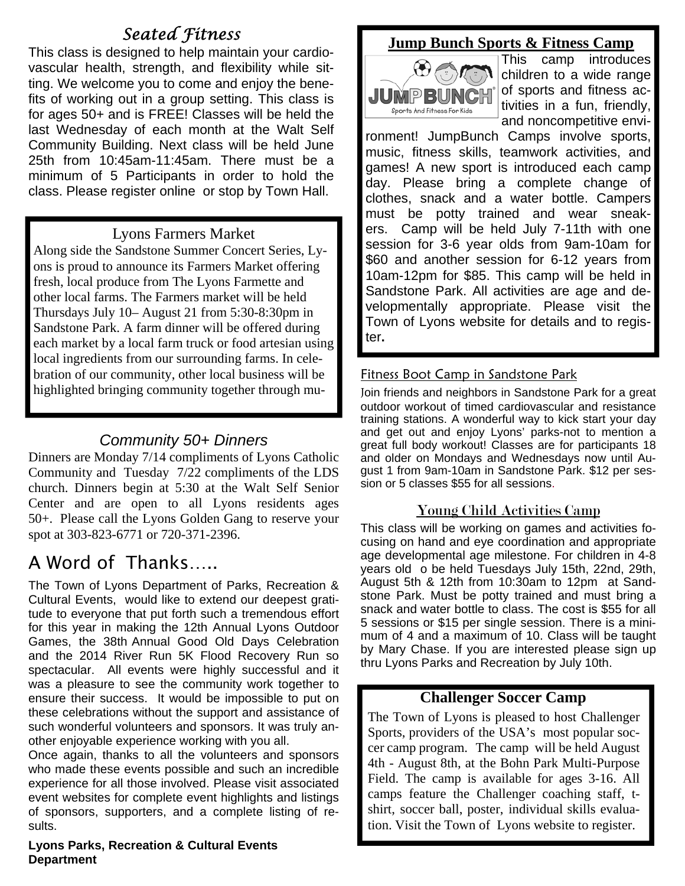## *Seated Fitness*

This class is designed to help maintain your cardiovascular health, strength, and flexibility while sitting. We welcome you to come and enjoy the benefits of working out in a group setting. This class is for ages 50+ and is FREE! Classes will be held the last Wednesday of each month at the Walt Self Community Building. Next class will be held June 25th from 10:45am-11:45am. There must be a minimum of 5 Participants in order to hold the class. Please register online or stop by Town Hall.

## Lyons Farmers Market

Along side the Sandstone Summer Concert Series, Lyons is proud to announce its Farmers Market offering fresh, local produce from The Lyons Farmette and other local farms. The Farmers market will be held Thursdays July 10– August 21 from 5:30-8:30pm in Sandstone Park. A farm dinner will be offered during each market by a local farm truck or food artesian using local ingredients from our surrounding farms. In celebration of our community, other local business will be highlighted bringing community together through mu-

## *Community 50+ Dinners*

Dinners are Monday 7/14 compliments of Lyons Catholic Community and Tuesday 7/22 compliments of the LDS church. Dinners begin at 5:30 at the Walt Self Senior Center and are open to all Lyons residents ages 50+. Please call the Lyons Golden Gang to reserve your spot at 303-823-6771 or 720-371-2396.

## A Word of Thanks…..

The Town of Lyons Department of Parks, Recreation & Cultural Events, would like to extend our deepest gratitude to everyone that put forth such a tremendous effort for this year in making the 12th Annual Lyons Outdoor Games, the 38th Annual Good Old Days Celebration and the 2014 River Run 5K Flood Recovery Run so spectacular. All events were highly successful and it was a pleasure to see the community work together to ensure their success. It would be impossible to put on these celebrations without the support and assistance of such wonderful volunteers and sponsors. It was truly another enjoyable experience working with you all.

Once again, thanks to all the volunteers and sponsors who made these events possible and such an incredible experience for all those involved. Please visit associated event websites for complete event highlights and listings of sponsors, supporters, and a complete listing of results.

**Lyons Parks, Recreation & Cultural Events Department**

## Jump Bunch Sports & Fitness Camp

This camp introduces children to a wide range of sports and fitness activities in a fun, friendly, and noncompetitive environment! JumpBunch Camps involve sports, music, fitness skills, teamwork activities, and games! A new sport is introduced each camp day. Please bring a complete change of clothes, snack and a water bottle. Campers must be potty trained and wear sneakers. Camp will be held July 7-11th with one session for 3-6 year olds from 9am-10am for $60 and another session for 6-12 years from 10am-12pm for $85. This camp will be held in Sandstone Park. All activities are age and developmentally appropriate. Please visit the Town of Lyons website for details and to register.

## Fitness Boot Camp in Sandstone Park

Join friends and neighbors in Sandstone Park for a great outdoor workout of timed cardiovascular and resistance training stations. A wonderful way to kick start your day and get out and enjoy Lyons' parks-not to mention a great full body workout! Classes are for participants 18 and older on Mondays and Wednesdays now until August 1 from 9am-10am in Sandstone Park. $12 per session or 5 classes $55 for all sessions.

## Young Child Activities Camp

This class will be working on games and activities focusing on hand and eye coordination and appropriate age developmental age milestone. For children in 4-8 years old o be held Tuesdays July 15th, 22nd, 29th, August 5th & 12th from 10:30am to 12pm at Sandstone Park. Must be potty trained and must bring a snack and water bottle to class. The cost is $55 for all 5 sessions or $15 per single session. There is a minimum of 4 and a maximum of 10. Class will be taught by Mary Chase. If you are interested please sign up thru Lyons Parks and Recreation by July 10th.

## Challenger Soccer Camp

The Town of Lyons is pleased to host Challenger Sports, providers of the USA's most popular soccer camp program. The camp will be held August 4th - August 8th, at the Bohn Park Multi-Purpose Field. The camp is available for ages 3-16. All camps feature the Challenger coaching staff, t-shirt, soccer ball, poster, individual skills evaluation. Visit the Town of Lyons website to register.